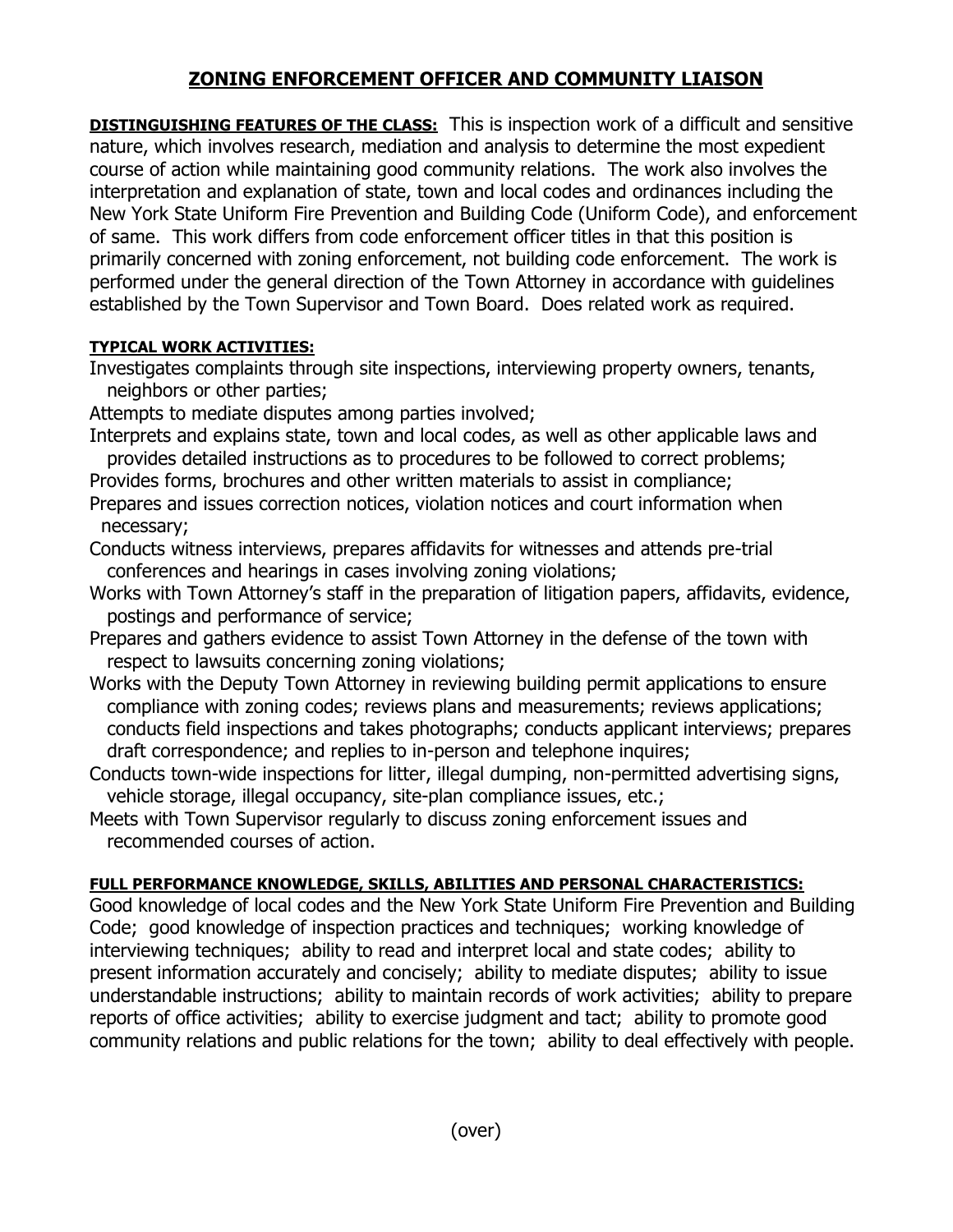# ZONING ENFORCEMENT OFFICER AND COMMUNITY LIAISON

**DISTINGUISHING FEATURES OF THE CLASS:** This is inspection work of a difficult and sensitive nature, which involves research, mediation and analysis to determine the most expedient course of action while maintaining good community relations. The work also involves the interpretation and explanation of state, town and local codes and ordinances including the New York State Uniform Fire Prevention and Building Code (Uniform Code), and enforcement of same. This work differs from code enforcement officer titles in that this position is primarily concerned with zoning enforcement, not building code enforcement. The work is performed under the general direction of the Town Attorney in accordance with guidelines established by the Town Supervisor and Town Board. Does related work as required.

**TYPICAL WORK ACTIVITIES:**

Investigates complaints through site inspections, interviewing property owners, tenants, neighbors or other parties;

Attempts to mediate disputes among parties involved;

Interprets and explains state, town and local codes, as well as other applicable laws and provides detailed instructions as to procedures to be followed to correct problems;

Provides forms, brochures and other written materials to assist in compliance;

Prepares and issues correction notices, violation notices and court information when necessary;

Conducts witness interviews, prepares affidavits for witnesses and attends pre-trial conferences and hearings in cases involving zoning violations;

Works with Town Attorney's staff in the preparation of litigation papers, affidavits, evidence, postings and performance of service;

Prepares and gathers evidence to assist Town Attorney in the defense of the town with respect to lawsuits concerning zoning violations;

Works with the Deputy Town Attorney in reviewing building permit applications to ensure compliance with zoning codes; reviews plans and measurements; reviews applications; conducts field inspections and takes photographs; conducts applicant interviews; prepares draft correspondence; and replies to in-person and telephone inquires;

Conducts town-wide inspections for litter, illegal dumping, non-permitted advertising signs, vehicle storage, illegal occupancy, site-plan compliance issues, etc.;

Meets with Town Supervisor regularly to discuss zoning enforcement issues and recommended courses of action.

**FULL PERFORMANCE KNOWLEDGE, SKILLS, ABILITIES AND PERSONAL CHARACTERISTICS:**

Good knowledge of local codes and the New York State Uniform Fire Prevention and Building Code; good knowledge of inspection practices and techniques; working knowledge of interviewing techniques; ability to read and interpret local and state codes; ability to present information accurately and concisely; ability to mediate disputes; ability to issue understandable instructions; ability to maintain records of work activities; ability to prepare reports of office activities; ability to exercise judgment and tact; ability to promote good community relations and public relations for the town; ability to deal effectively with people.

(over)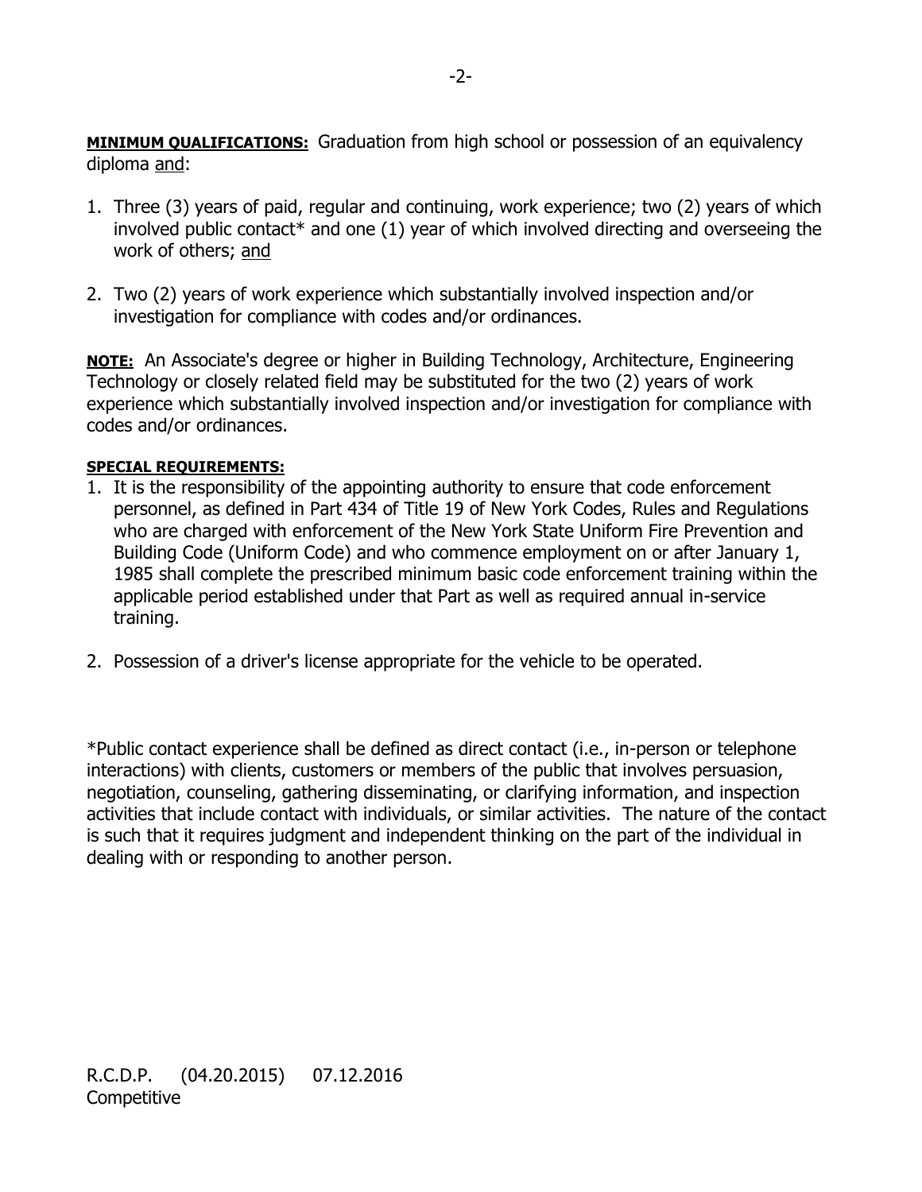**MINIMUM QUALIFICATIONS:** Graduation from high school or possession of an equivalency diploma and:

1. Three (3) years of paid, regular and continuing, work experience; two (2) years of which involved public contact* and one (1) year of which involved directing and overseeing the work of others; and

2. Two (2) years of work experience which substantially involved inspection and/or investigation for compliance with codes and/or ordinances.

**NOTE:** An Associate's degree or higher in Building Technology, Architecture, Engineering Technology or closely related field may be substituted for the two (2) years of work experience which substantially involved inspection and/or investigation for compliance with codes and/or ordinances.

**SPECIAL REQUIREMENTS:**

1. It is the responsibility of the appointing authority to ensure that code enforcement personnel, as defined in Part 434 of Title 19 of New York Codes, Rules and Regulations who are charged with enforcement of the New York State Uniform Fire Prevention and Building Code (Uniform Code) and who commence employment on or after January 1, 1985 shall complete the prescribed minimum basic code enforcement training within the applicable period established under that Part as well as required annual in-service training.

2. Possession of a driver's license appropriate for the vehicle to be operated.

*Public contact experience shall be defined as direct contact (i.e., in-person or telephone interactions) with clients, customers or members of the public that involves persuasion, negotiation, counseling, gathering disseminating, or clarifying information, and inspection activities that include contact with individuals, or similar activities. The nature of the contact is such that it requires judgment and independent thinking on the part of the individual in dealing with or responding to another person.

R.C.D.P. (04.20.2015) 07.12.2016
Competitive